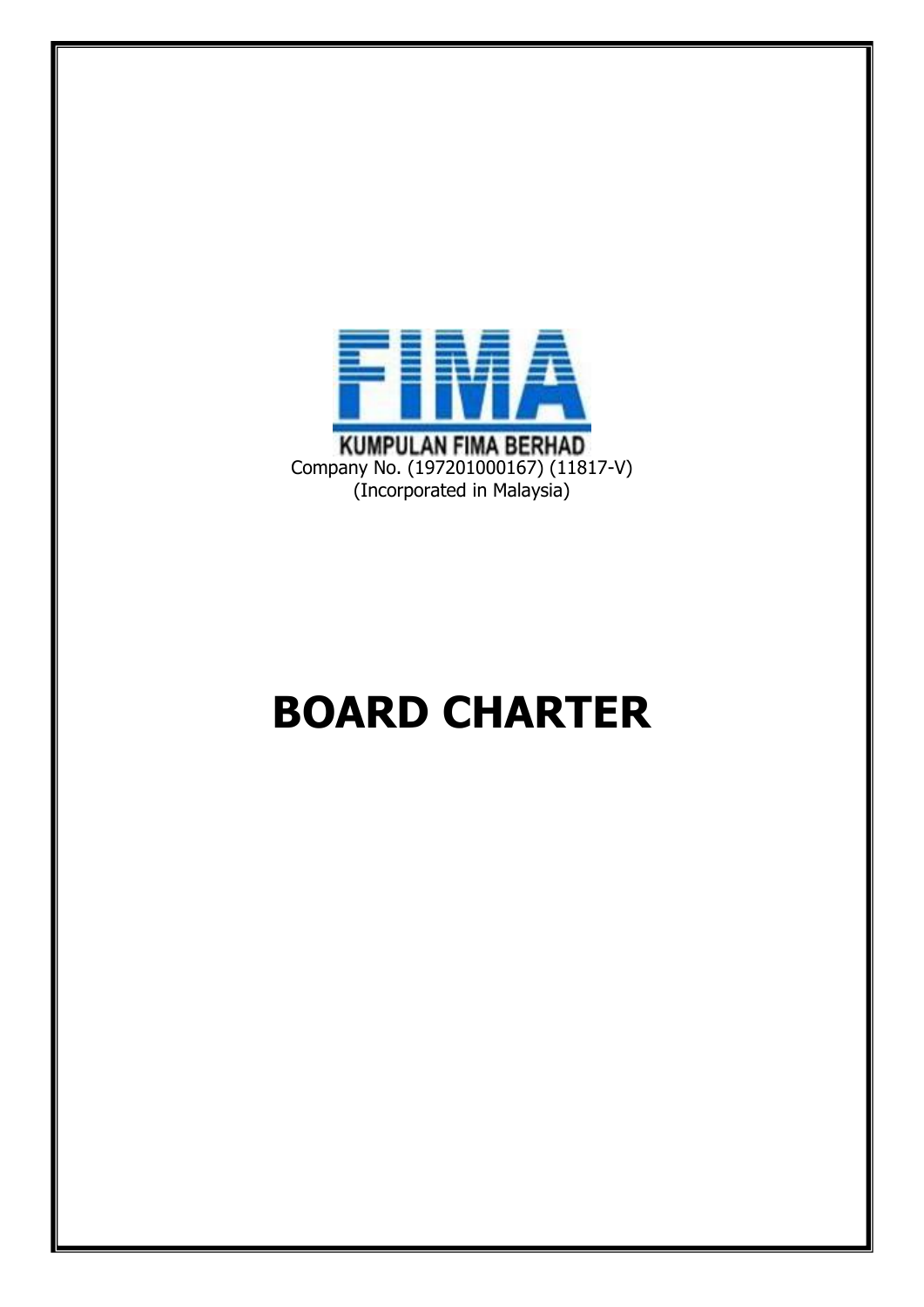FIMA

KUMPULAN FIMA BERHAD

Company No. (197201000167) (11817-V)

(Incorporated in Malaysia)

# BOARD CHARTER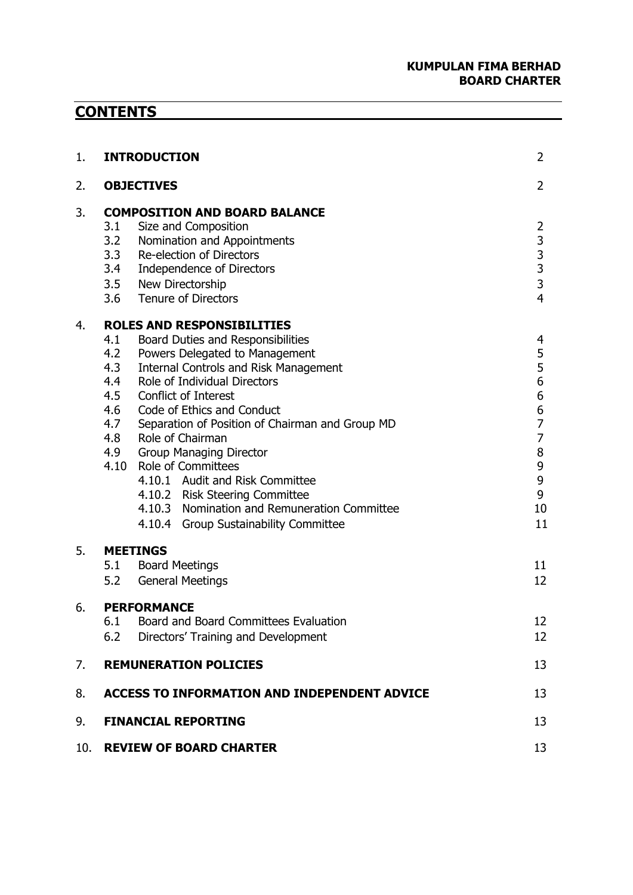# CONTENTS

| | | Page |
|---|---|---|
| 1. | **INTRODUCTION** | 2 |
| 2. | **OBJECTIVES** | 2 |
| 3. | **COMPOSITION AND BOARD BALANCE** | |
| | 3.1 Size and Composition | 2 |
| | 3.2 Nomination and Appointments | 3 |
| | 3.3 Re-election of Directors | 3 |
| | 3.4 Independence of Directors | 3 |
| | 3.5 New Directorship | 3 |
| | 3.6 Tenure of Directors | 4 |
| 4. | **ROLES AND RESPONSIBILITIES** | |
| | 4.1 Board Duties and Responsibilities | 4 |
| | 4.2 Powers Delegated to Management | 5 |
| | 4.3 Internal Controls and Risk Management | 5 |
| | 4.4 Role of Individual Directors | 6 |
| | 4.5 Conflict of Interest | 6 |
| | 4.6 Code of Ethics and Conduct | 6 |
| | 4.7 Separation of Position of Chairman and Group MD | 7 |
| | 4.8 Role of Chairman | 7 |
| | 4.9 Group Managing Director | 8 |
| | 4.10 Role of Committees | 9 |
| | 4.10.1 Audit and Risk Committee | 9 |
| | 4.10.2 Risk Steering Committee | 9 |
| | 4.10.3 Nomination and Remuneration Committee | 10 |
| | 4.10.4 Group Sustainability Committee | 11 |
| 5. | **MEETINGS** | |
| | 5.1 Board Meetings | 11 |
| | 5.2 General Meetings | 12 |
| 6. | **PERFORMANCE** | |
| | 6.1 Board and Board Committees Evaluation | 12 |
| | 6.2 Directors' Training and Development | 12 |
| 7. | **REMUNERATION POLICIES** | 13 |
| 8. | **ACCESS TO INFORMATION AND INDEPENDENT ADVICE** | 13 |
| 9. | **FINANCIAL REPORTING** | 13 |
| 10. | **REVIEW OF BOARD CHARTER** | 13 |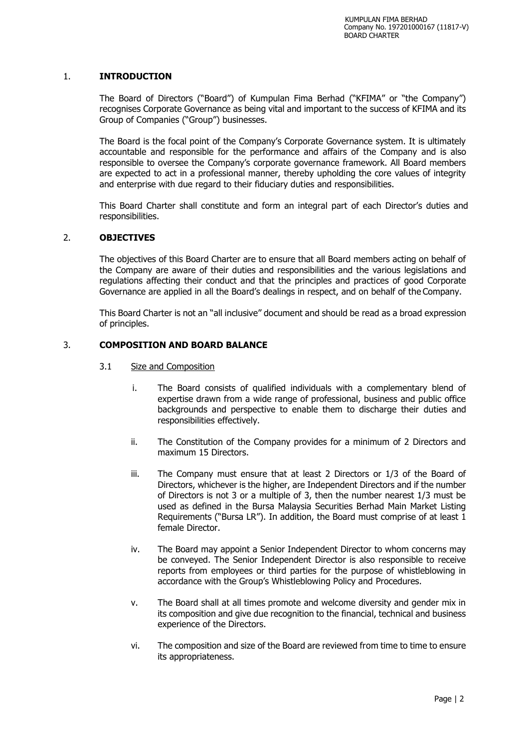## 1. INTRODUCTION

The Board of Directors ("Board") of Kumpulan Fima Berhad ("KFIMA" or "the Company") recognises Corporate Governance as being vital and important to the success of KFIMA and its Group of Companies ("Group") businesses.

The Board is the focal point of the Company's Corporate Governance system. It is ultimately accountable and responsible for the performance and affairs of the Company and is also responsible to oversee the Company's corporate governance framework. All Board members are expected to act in a professional manner, thereby upholding the core values of integrity and enterprise with due regard to their fiduciary duties and responsibilities.

This Board Charter shall constitute and form an integral part of each Director's duties and responsibilities.

## 2. OBJECTIVES

The objectives of this Board Charter are to ensure that all Board members acting on behalf of the Company are aware of their duties and responsibilities and the various legislations and regulations affecting their conduct and that the principles and practices of good Corporate Governance are applied in all the Board's dealings in respect, and on behalf of the Company.

This Board Charter is not an "all inclusive" document and should be read as a broad expression of principles.

## 3. COMPOSITION AND BOARD BALANCE

### 3.1 Size and Composition

i. The Board consists of qualified individuals with a complementary blend of expertise drawn from a wide range of professional, business and public office backgrounds and perspective to enable them to discharge their duties and responsibilities effectively.

ii. The Constitution of the Company provides for a minimum of 2 Directors and maximum 15 Directors.

iii. The Company must ensure that at least 2 Directors or 1/3 of the Board of Directors, whichever is the higher, are Independent Directors and if the number of Directors is not 3 or a multiple of 3, then the number nearest 1/3 must be used as defined in the Bursa Malaysia Securities Berhad Main Market Listing Requirements ("Bursa LR"). In addition, the Board must comprise of at least 1 female Director.

iv. The Board may appoint a Senior Independent Director to whom concerns may be conveyed. The Senior Independent Director is also responsible to receive reports from employees or third parties for the purpose of whistleblowing in accordance with the Group's Whistleblowing Policy and Procedures.

v. The Board shall at all times promote and welcome diversity and gender mix in its composition and give due recognition to the financial, technical and business experience of the Directors.

vi. The composition and size of the Board are reviewed from time to time to ensure its appropriateness.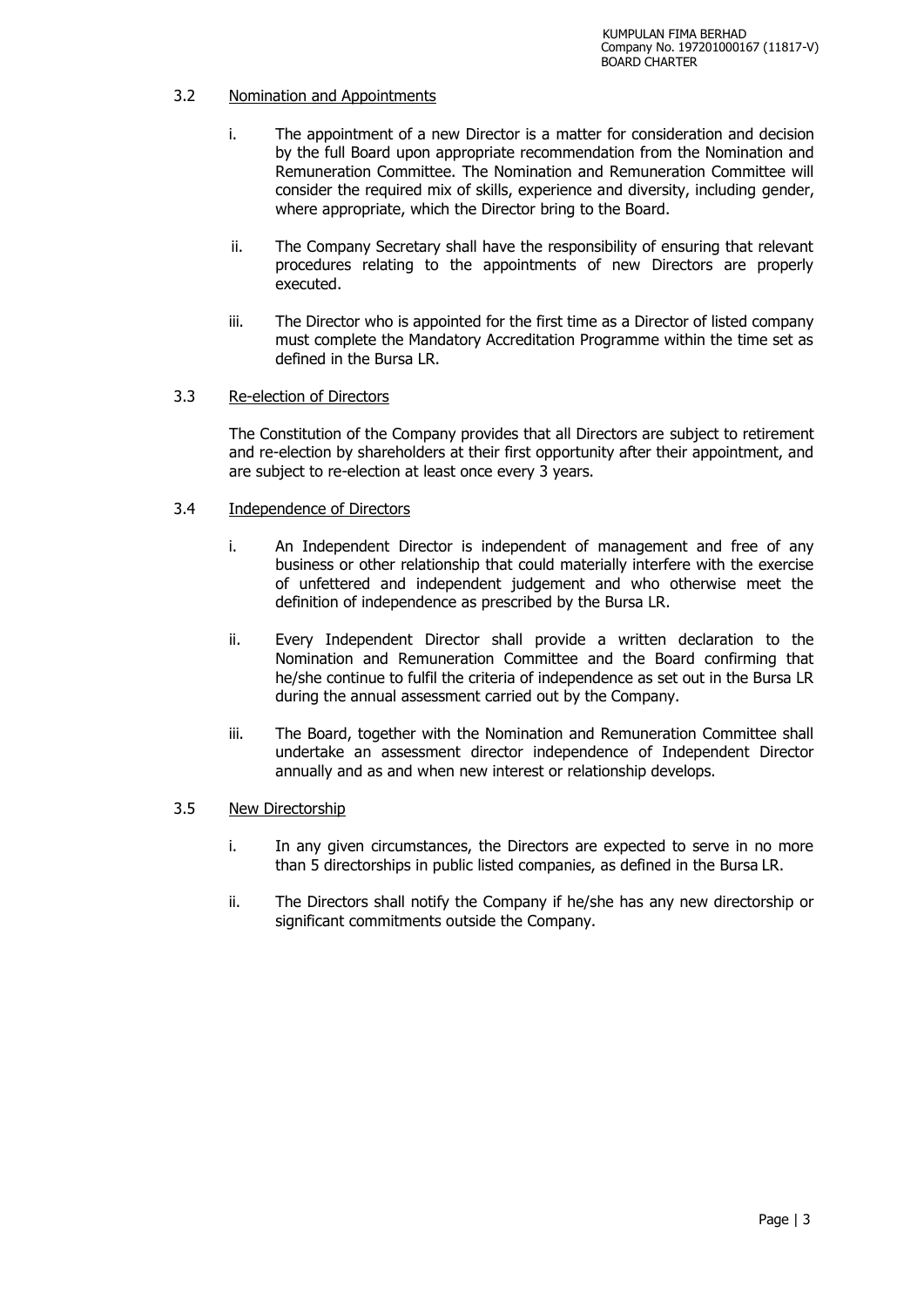### 3.2 Nomination and Appointments

i. The appointment of a new Director is a matter for consideration and decision by the full Board upon appropriate recommendation from the Nomination and Remuneration Committee. The Nomination and Remuneration Committee will consider the required mix of skills, experience and diversity, including gender, where appropriate, which the Director bring to the Board.

ii. The Company Secretary shall have the responsibility of ensuring that relevant procedures relating to the appointments of new Directors are properly executed.

iii. The Director who is appointed for the first time as a Director of listed company must complete the Mandatory Accreditation Programme within the time set as defined in the Bursa LR.

### 3.3 Re-election of Directors

The Constitution of the Company provides that all Directors are subject to retirement and re-election by shareholders at their first opportunity after their appointment, and are subject to re-election at least once every 3 years.

### 3.4 Independence of Directors

i. An Independent Director is independent of management and free of any business or other relationship that could materially interfere with the exercise of unfettered and independent judgement and who otherwise meet the definition of independence as prescribed by the Bursa LR.

ii. Every Independent Director shall provide a written declaration to the Nomination and Remuneration Committee and the Board confirming that he/she continue to fulfil the criteria of independence as set out in the Bursa LR during the annual assessment carried out by the Company.

iii. The Board, together with the Nomination and Remuneration Committee shall undertake an assessment director independence of Independent Director annually and as and when new interest or relationship develops.

### 3.5 New Directorship

i. In any given circumstances, the Directors are expected to serve in no more than 5 directorships in public listed companies, as defined in the Bursa LR.

ii. The Directors shall notify the Company if he/she has any new directorship or significant commitments outside the Company.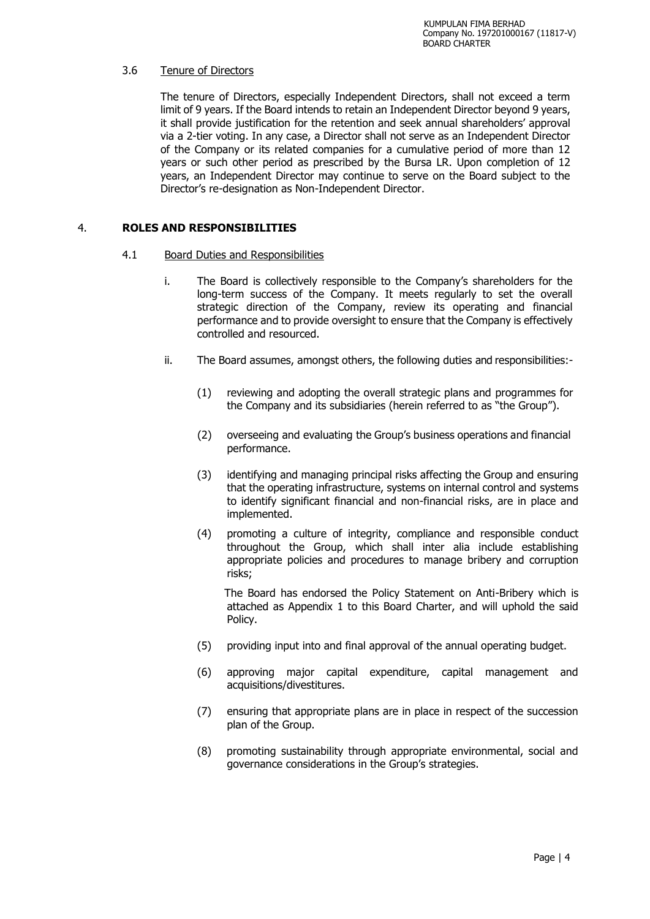### 3.6 Tenure of Directors

The tenure of Directors, especially Independent Directors, shall not exceed a term limit of 9 years. If the Board intends to retain an Independent Director beyond 9 years, it shall provide justification for the retention and seek annual shareholders' approval via a 2-tier voting. In any case, a Director shall not serve as an Independent Director of the Company or its related companies for a cumulative period of more than 12 years or such other period as prescribed by the Bursa LR. Upon completion of 12 years, an Independent Director may continue to serve on the Board subject to the Director's re-designation as Non-Independent Director.

## 4. ROLES AND RESPONSIBILITIES

### 4.1 Board Duties and Responsibilities

i. The Board is collectively responsible to the Company's shareholders for the long-term success of the Company. It meets regularly to set the overall strategic direction of the Company, review its operating and financial performance and to provide oversight to ensure that the Company is effectively controlled and resourced.

ii. The Board assumes, amongst others, the following duties and responsibilities:-

(1) reviewing and adopting the overall strategic plans and programmes for the Company and its subsidiaries (herein referred to as "the Group").

(2) overseeing and evaluating the Group's business operations and financial performance.

(3) identifying and managing principal risks affecting the Group and ensuring that the operating infrastructure, systems on internal control and systems to identify significant financial and non-financial risks, are in place and implemented.

(4) promoting a culture of integrity, compliance and responsible conduct throughout the Group, which shall inter alia include establishing appropriate policies and procedures to manage bribery and corruption risks;

The Board has endorsed the Policy Statement on Anti-Bribery which is attached as Appendix 1 to this Board Charter, and will uphold the said Policy.

(5) providing input into and final approval of the annual operating budget.

(6) approving major capital expenditure, capital management and acquisitions/divestitures.

(7) ensuring that appropriate plans are in place in respect of the succession plan of the Group.

(8) promoting sustainability through appropriate environmental, social and governance considerations in the Group's strategies.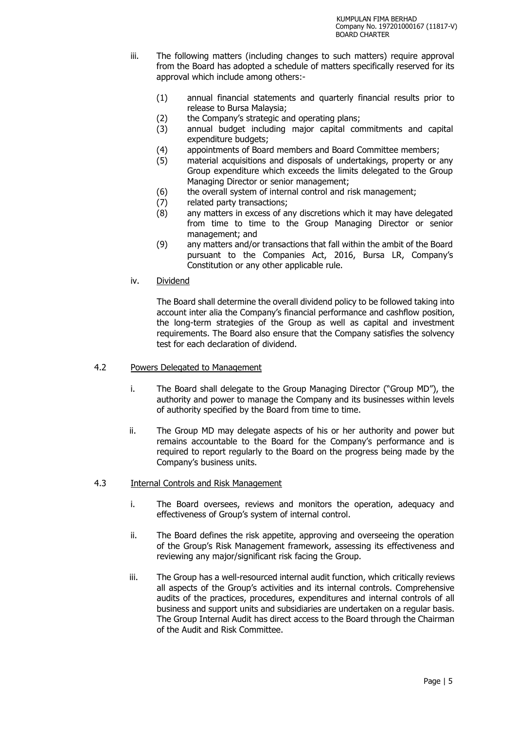iii. The following matters (including changes to such matters) require approval from the Board has adopted a schedule of matters specifically reserved for its approval which include among others:-

   (1) annual financial statements and quarterly financial results prior to release to Bursa Malaysia;
   (2) the Company's strategic and operating plans;
   (3) annual budget including major capital commitments and capital expenditure budgets;
   (4) appointments of Board members and Board Committee members;
   (5) material acquisitions and disposals of undertakings, property or any Group expenditure which exceeds the limits delegated to the Group Managing Director or senior management;
   (6) the overall system of internal control and risk management;
   (7) related party transactions;
   (8) any matters in excess of any discretions which it may have delegated from time to time to the Group Managing Director or senior management; and
   (9) any matters and/or transactions that fall within the ambit of the Board pursuant to the Companies Act, 2016, Bursa LR, Company's Constitution or any other applicable rule.

iv. Dividend

   The Board shall determine the overall dividend policy to be followed taking into account inter alia the Company's financial performance and cashflow position, the long-term strategies of the Group as well as capital and investment requirements. The Board also ensure that the Company satisfies the solvency test for each declaration of dividend.

### 4.2 Powers Delegated to Management

i. The Board shall delegate to the Group Managing Director ("Group MD"), the authority and power to manage the Company and its businesses within levels of authority specified by the Board from time to time.

ii. The Group MD may delegate aspects of his or her authority and power but remains accountable to the Board for the Company's performance and is required to report regularly to the Board on the progress being made by the Company's business units.

### 4.3 Internal Controls and Risk Management

i. The Board oversees, reviews and monitors the operation, adequacy and effectiveness of Group's system of internal control.

ii. The Board defines the risk appetite, approving and overseeing the operation of the Group's Risk Management framework, assessing its effectiveness and reviewing any major/significant risk facing the Group.

iii. The Group has a well-resourced internal audit function, which critically reviews all aspects of the Group's activities and its internal controls. Comprehensive audits of the practices, procedures, expenditures and internal controls of all business and support units and subsidiaries are undertaken on a regular basis. The Group Internal Audit has direct access to the Board through the Chairman of the Audit and Risk Committee.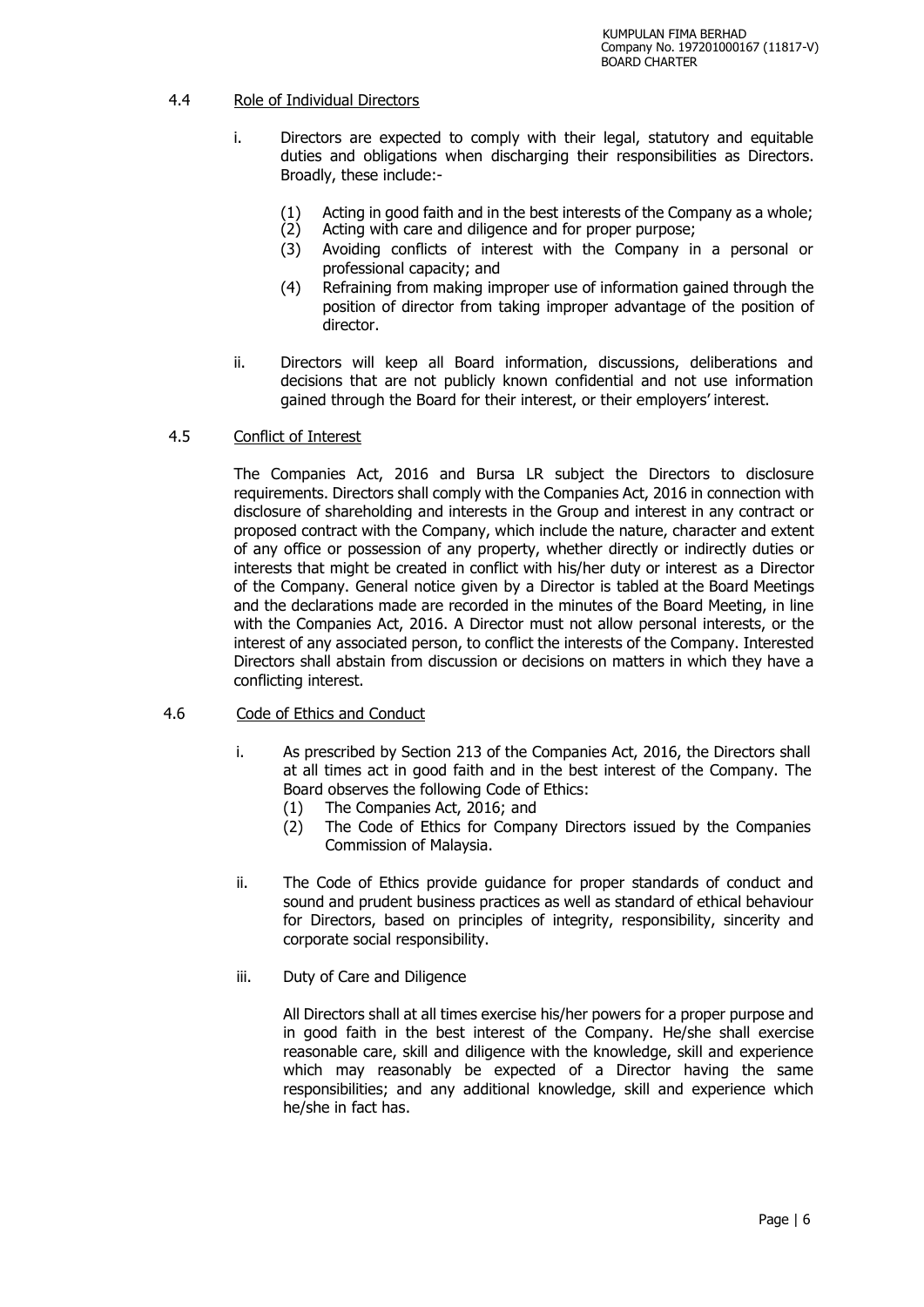### 4.4 Role of Individual Directors

i. Directors are expected to comply with their legal, statutory and equitable duties and obligations when discharging their responsibilities as Directors. Broadly, these include:-

   (1) Acting in good faith and in the best interests of the Company as a whole;
   (2) Acting with care and diligence and for proper purpose;
   (3) Avoiding conflicts of interest with the Company in a personal or professional capacity; and
   (4) Refraining from making improper use of information gained through the position of director from taking improper advantage of the position of director.

ii. Directors will keep all Board information, discussions, deliberations and decisions that are not publicly known confidential and not use information gained through the Board for their interest, or their employers' interest.

### 4.5 Conflict of Interest

The Companies Act, 2016 and Bursa LR subject the Directors to disclosure requirements. Directors shall comply with the Companies Act, 2016 in connection with disclosure of shareholding and interests in the Group and interest in any contract or proposed contract with the Company, which include the nature, character and extent of any office or possession of any property, whether directly or indirectly duties or interests that might be created in conflict with his/her duty or interest as a Director of the Company. General notice given by a Director is tabled at the Board Meetings and the declarations made are recorded in the minutes of the Board Meeting, in line with the Companies Act, 2016. A Director must not allow personal interests, or the interest of any associated person, to conflict the interests of the Company. Interested Directors shall abstain from discussion or decisions on matters in which they have a conflicting interest.

### 4.6 Code of Ethics and Conduct

i. As prescribed by Section 213 of the Companies Act, 2016, the Directors shall at all times act in good faith and in the best interest of the Company. The Board observes the following Code of Ethics:

   (1) The Companies Act, 2016; and
   (2) The Code of Ethics for Company Directors issued by the Companies Commission of Malaysia.

ii. The Code of Ethics provide guidance for proper standards of conduct and sound and prudent business practices as well as standard of ethical behaviour for Directors, based on principles of integrity, responsibility, sincerity and corporate social responsibility.

iii. Duty of Care and Diligence

   All Directors shall at all times exercise his/her powers for a proper purpose and in good faith in the best interest of the Company. He/she shall exercise reasonable care, skill and diligence with the knowledge, skill and experience which may reasonably be expected of a Director having the same responsibilities; and any additional knowledge, skill and experience which he/she in fact has.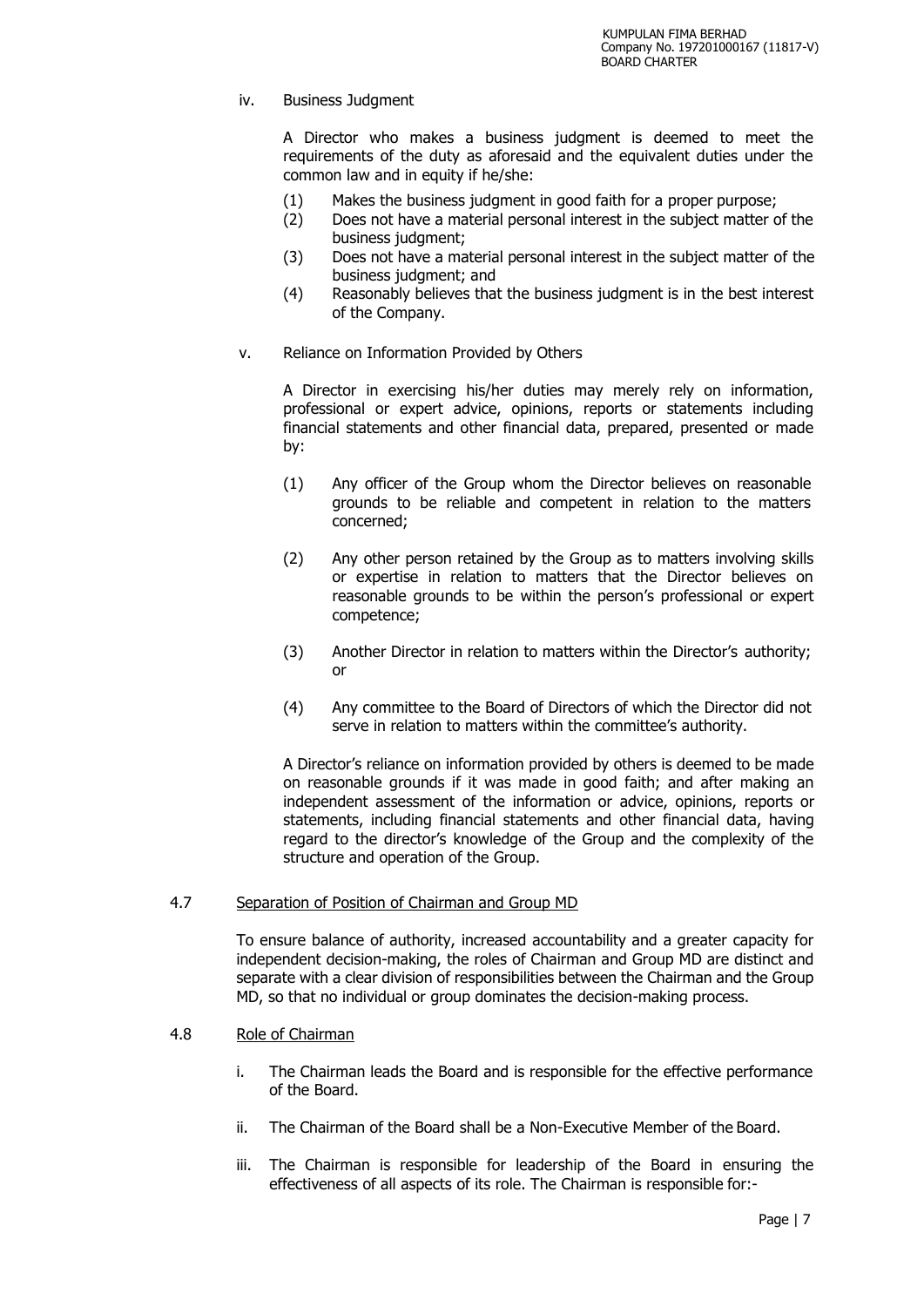iv. Business Judgment

A Director who makes a business judgment is deemed to meet the requirements of the duty as aforesaid and the equivalent duties under the common law and in equity if he/she:

(1) Makes the business judgment in good faith for a proper purpose;
(2) Does not have a material personal interest in the subject matter of the business judgment;
(3) Does not have a material personal interest in the subject matter of the business judgment; and
(4) Reasonably believes that the business judgment is in the best interest of the Company.

v. Reliance on Information Provided by Others

A Director in exercising his/her duties may merely rely on information, professional or expert advice, opinions, reports or statements including financial statements and other financial data, prepared, presented or made by:

(1) Any officer of the Group whom the Director believes on reasonable grounds to be reliable and competent in relation to the matters concerned;

(2) Any other person retained by the Group as to matters involving skills or expertise in relation to matters that the Director believes on reasonable grounds to be within the person's professional or expert competence;

(3) Another Director in relation to matters within the Director's authority; or

(4) Any committee to the Board of Directors of which the Director did not serve in relation to matters within the committee's authority.

A Director's reliance on information provided by others is deemed to be made on reasonable grounds if it was made in good faith; and after making an independent assessment of the information or advice, opinions, reports or statements, including financial statements and other financial data, having regard to the director's knowledge of the Group and the complexity of the structure and operation of the Group.

## 4.7 Separation of Position of Chairman and Group MD

To ensure balance of authority, increased accountability and a greater capacity for independent decision-making, the roles of Chairman and Group MD are distinct and separate with a clear division of responsibilities between the Chairman and the Group MD, so that no individual or group dominates the decision-making process.

## 4.8 Role of Chairman

i. The Chairman leads the Board and is responsible for the effective performance of the Board.

ii. The Chairman of the Board shall be a Non-Executive Member of the Board.

iii. The Chairman is responsible for leadership of the Board in ensuring the effectiveness of all aspects of its role. The Chairman is responsible for:-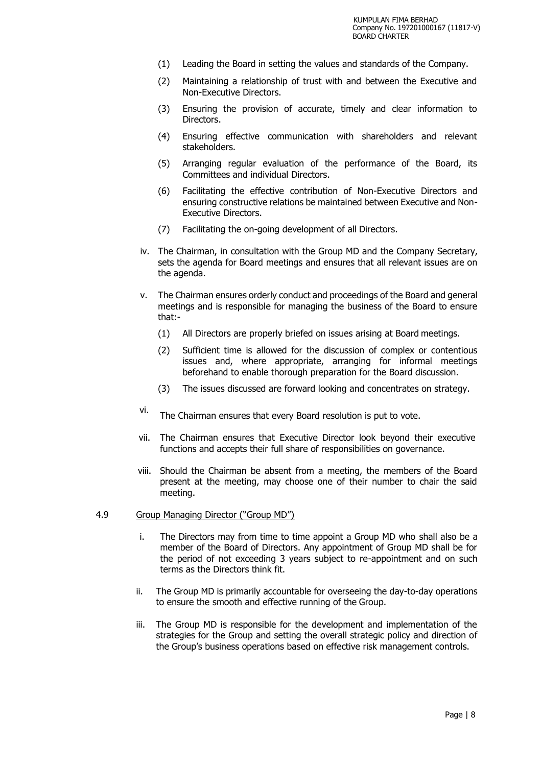(1) Leading the Board in setting the values and standards of the Company.

(2) Maintaining a relationship of trust with and between the Executive and Non-Executive Directors.

(3) Ensuring the provision of accurate, timely and clear information to Directors.

(4) Ensuring effective communication with shareholders and relevant stakeholders.

(5) Arranging regular evaluation of the performance of the Board, its Committees and individual Directors.

(6) Facilitating the effective contribution of Non-Executive Directors and ensuring constructive relations be maintained between Executive and Non-Executive Directors.

(7) Facilitating the on-going development of all Directors.

iv. The Chairman, in consultation with the Group MD and the Company Secretary, sets the agenda for Board meetings and ensures that all relevant issues are on the agenda.

v. The Chairman ensures orderly conduct and proceedings of the Board and general meetings and is responsible for managing the business of the Board to ensure that:-

(1) All Directors are properly briefed on issues arising at Board meetings.

(2) Sufficient time is allowed for the discussion of complex or contentious issues and, where appropriate, arranging for informal meetings beforehand to enable thorough preparation for the Board discussion.

(3) The issues discussed are forward looking and concentrates on strategy.

vi. The Chairman ensures that every Board resolution is put to vote.

vii. The Chairman ensures that Executive Director look beyond their executive functions and accepts their full share of responsibilities on governance.

viii. Should the Chairman be absent from a meeting, the members of the Board present at the meeting, may choose one of their number to chair the said meeting.

4.9 Group Managing Director ("Group MD")

i. The Directors may from time to time appoint a Group MD who shall also be a member of the Board of Directors. Any appointment of Group MD shall be for the period of not exceeding 3 years subject to re-appointment and on such terms as the Directors think fit.

ii. The Group MD is primarily accountable for overseeing the day-to-day operations to ensure the smooth and effective running of the Group.

iii. The Group MD is responsible for the development and implementation of the strategies for the Group and setting the overall strategic policy and direction of the Group's business operations based on effective risk management controls.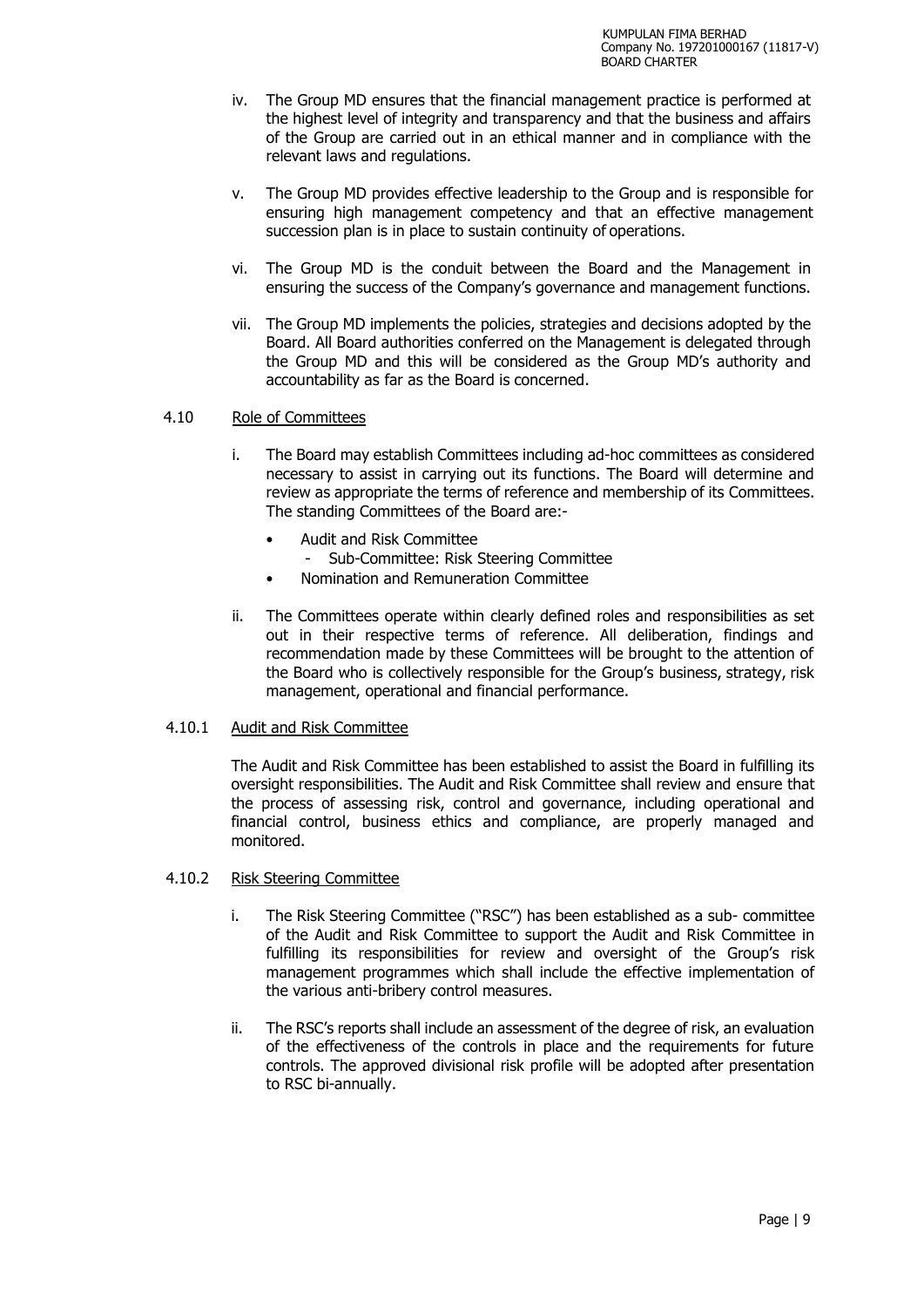iv. The Group MD ensures that the financial management practice is performed at the highest level of integrity and transparency and that the business and affairs of the Group are carried out in an ethical manner and in compliance with the relevant laws and regulations.

v. The Group MD provides effective leadership to the Group and is responsible for ensuring high management competency and that an effective management succession plan is in place to sustain continuity of operations.

vi. The Group MD is the conduit between the Board and the Management in ensuring the success of the Company's governance and management functions.

vii. The Group MD implements the policies, strategies and decisions adopted by the Board. All Board authorities conferred on the Management is delegated through the Group MD and this will be considered as the Group MD's authority and accountability as far as the Board is concerned.

### 4.10 Role of Committees

i. The Board may establish Committees including ad-hoc committees as considered necessary to assist in carrying out its functions. The Board will determine and review as appropriate the terms of reference and membership of its Committees. The standing Committees of the Board are:-

- Audit and Risk Committee
  - Sub-Committee: Risk Steering Committee
- Nomination and Remuneration Committee

ii. The Committees operate within clearly defined roles and responsibilities as set out in their respective terms of reference. All deliberation, findings and recommendation made by these Committees will be brought to the attention of the Board who is collectively responsible for the Group's business, strategy, risk management, operational and financial performance.

#### 4.10.1 Audit and Risk Committee

The Audit and Risk Committee has been established to assist the Board in fulfilling its oversight responsibilities. The Audit and Risk Committee shall review and ensure that the process of assessing risk, control and governance, including operational and financial control, business ethics and compliance, are properly managed and monitored.

#### 4.10.2 Risk Steering Committee

i. The Risk Steering Committee ("RSC") has been established as a sub- committee of the Audit and Risk Committee to support the Audit and Risk Committee in fulfilling its responsibilities for review and oversight of the Group's risk management programmes which shall include the effective implementation of the various anti-bribery control measures.

ii. The RSC's reports shall include an assessment of the degree of risk, an evaluation of the effectiveness of the controls in place and the requirements for future controls. The approved divisional risk profile will be adopted after presentation to RSC bi-annually.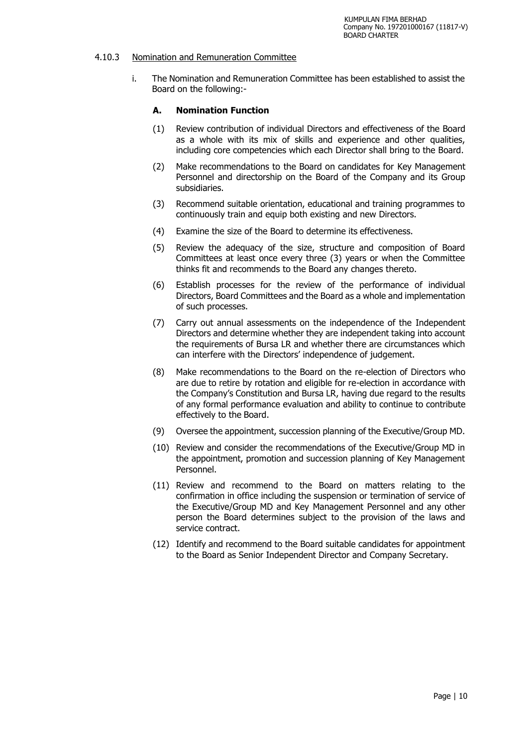#### 4.10.3 Nomination and Remuneration Committee

i. The Nomination and Remuneration Committee has been established to assist the Board on the following:-

**A. Nomination Function**

(1) Review contribution of individual Directors and effectiveness of the Board as a whole with its mix of skills and experience and other qualities, including core competencies which each Director shall bring to the Board.

(2) Make recommendations to the Board on candidates for Key Management Personnel and directorship on the Board of the Company and its Group subsidiaries.

(3) Recommend suitable orientation, educational and training programmes to continuously train and equip both existing and new Directors.

(4) Examine the size of the Board to determine its effectiveness.

(5) Review the adequacy of the size, structure and composition of Board Committees at least once every three (3) years or when the Committee thinks fit and recommends to the Board any changes thereto.

(6) Establish processes for the review of the performance of individual Directors, Board Committees and the Board as a whole and implementation of such processes.

(7) Carry out annual assessments on the independence of the Independent Directors and determine whether they are independent taking into account the requirements of Bursa LR and whether there are circumstances which can interfere with the Directors' independence of judgement.

(8) Make recommendations to the Board on the re-election of Directors who are due to retire by rotation and eligible for re-election in accordance with the Company's Constitution and Bursa LR, having due regard to the results of any formal performance evaluation and ability to continue to contribute effectively to the Board.

(9) Oversee the appointment, succession planning of the Executive/Group MD.

(10) Review and consider the recommendations of the Executive/Group MD in the appointment, promotion and succession planning of Key Management Personnel.

(11) Review and recommend to the Board on matters relating to the confirmation in office including the suspension or termination of service of the Executive/Group MD and Key Management Personnel and any other person the Board determines subject to the provision of the laws and service contract.

(12) Identify and recommend to the Board suitable candidates for appointment to the Board as Senior Independent Director and Company Secretary.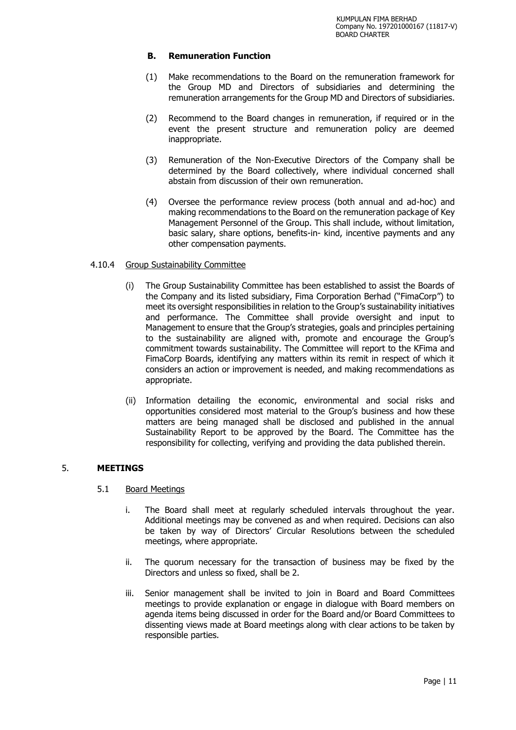### B. Remuneration Function

(1) Make recommendations to the Board on the remuneration framework for the Group MD and Directors of subsidiaries and determining the remuneration arrangements for the Group MD and Directors of subsidiaries.

(2) Recommend to the Board changes in remuneration, if required or in the event the present structure and remuneration policy are deemed inappropriate.

(3) Remuneration of the Non-Executive Directors of the Company shall be determined by the Board collectively, where individual concerned shall abstain from discussion of their own remuneration.

(4) Oversee the performance review process (both annual and ad-hoc) and making recommendations to the Board on the remuneration package of Key Management Personnel of the Group. This shall include, without limitation, basic salary, share options, benefits-in- kind, incentive payments and any other compensation payments.

4.10.4 Group Sustainability Committee

(i) The Group Sustainability Committee has been established to assist the Boards of the Company and its listed subsidiary, Fima Corporation Berhad ("FimaCorp") to meet its oversight responsibilities in relation to the Group's sustainability initiatives and performance. The Committee shall provide oversight and input to Management to ensure that the Group's strategies, goals and principles pertaining to the sustainability are aligned with, promote and encourage the Group's commitment towards sustainability. The Committee will report to the KFima and FimaCorp Boards, identifying any matters within its remit in respect of which it considers an action or improvement is needed, and making recommendations as appropriate.

(ii) Information detailing the economic, environmental and social risks and opportunities considered most material to the Group's business and how these matters are being managed shall be disclosed and published in the annual Sustainability Report to be approved by the Board. The Committee has the responsibility for collecting, verifying and providing the data published therein.

## 5. MEETINGS

5.1 Board Meetings

i. The Board shall meet at regularly scheduled intervals throughout the year. Additional meetings may be convened as and when required. Decisions can also be taken by way of Directors' Circular Resolutions between the scheduled meetings, where appropriate.

ii. The quorum necessary for the transaction of business may be fixed by the Directors and unless so fixed, shall be 2.

iii. Senior management shall be invited to join in Board and Board Committees meetings to provide explanation or engage in dialogue with Board members on agenda items being discussed in order for the Board and/or Board Committees to dissenting views made at Board meetings along with clear actions to be taken by responsible parties.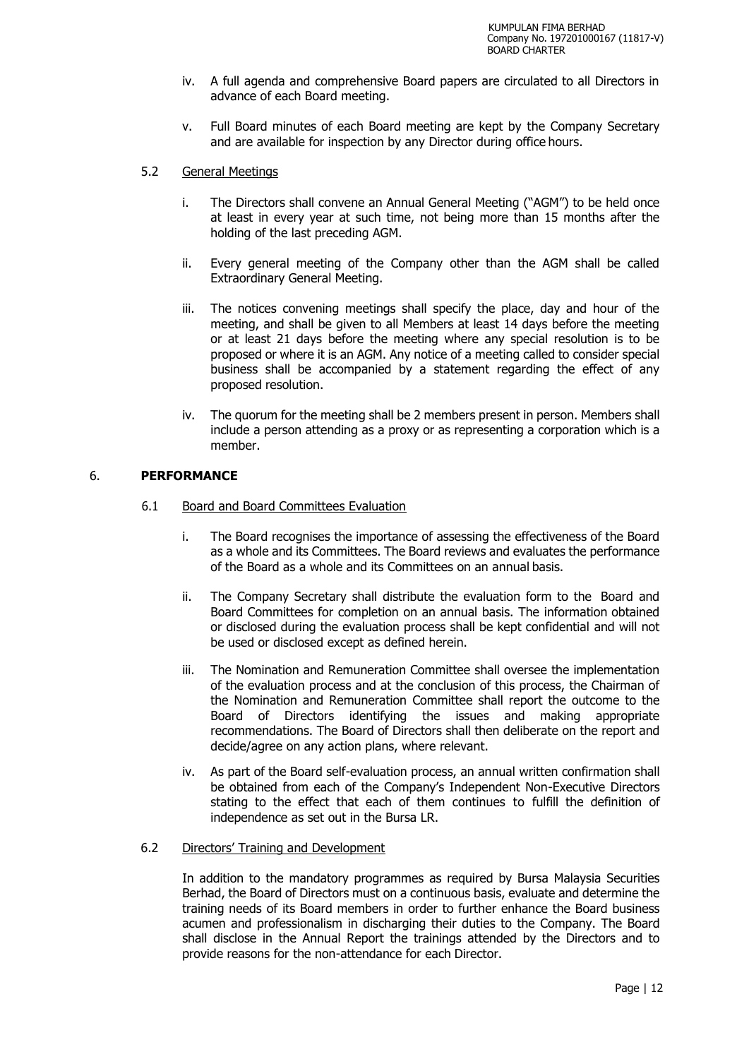iv. A full agenda and comprehensive Board papers are circulated to all Directors in advance of each Board meeting.

v. Full Board minutes of each Board meeting are kept by the Company Secretary and are available for inspection by any Director during office hours.

5.2 <u>General Meetings</u>

i. The Directors shall convene an Annual General Meeting ("AGM") to be held once at least in every year at such time, not being more than 15 months after the holding of the last preceding AGM.

ii. Every general meeting of the Company other than the AGM shall be called Extraordinary General Meeting.

iii. The notices convening meetings shall specify the place, day and hour of the meeting, and shall be given to all Members at least 14 days before the meeting or at least 21 days before the meeting where any special resolution is to be proposed or where it is an AGM. Any notice of a meeting called to consider special business shall be accompanied by a statement regarding the effect of any proposed resolution.

iv. The quorum for the meeting shall be 2 members present in person. Members shall include a person attending as a proxy or as representing a corporation which is a member.

## 6. PERFORMANCE

6.1 <u>Board and Board Committees Evaluation</u>

i. The Board recognises the importance of assessing the effectiveness of the Board as a whole and its Committees. The Board reviews and evaluates the performance of the Board as a whole and its Committees on an annual basis.

ii. The Company Secretary shall distribute the evaluation form to the Board and Board Committees for completion on an annual basis. The information obtained or disclosed during the evaluation process shall be kept confidential and will not be used or disclosed except as defined herein.

iii. The Nomination and Remuneration Committee shall oversee the implementation of the evaluation process and at the conclusion of this process, the Chairman of the Nomination and Remuneration Committee shall report the outcome to the Board of Directors identifying the issues and making appropriate recommendations. The Board of Directors shall then deliberate on the report and decide/agree on any action plans, where relevant.

iv. As part of the Board self-evaluation process, an annual written confirmation shall be obtained from each of the Company's Independent Non-Executive Directors stating to the effect that each of them continues to fulfill the definition of independence as set out in the Bursa LR.

6.2 <u>Directors' Training and Development</u>

In addition to the mandatory programmes as required by Bursa Malaysia Securities Berhad, the Board of Directors must on a continuous basis, evaluate and determine the training needs of its Board members in order to further enhance the Board business acumen and professionalism in discharging their duties to the Company. The Board shall disclose in the Annual Report the trainings attended by the Directors and to provide reasons for the non-attendance for each Director.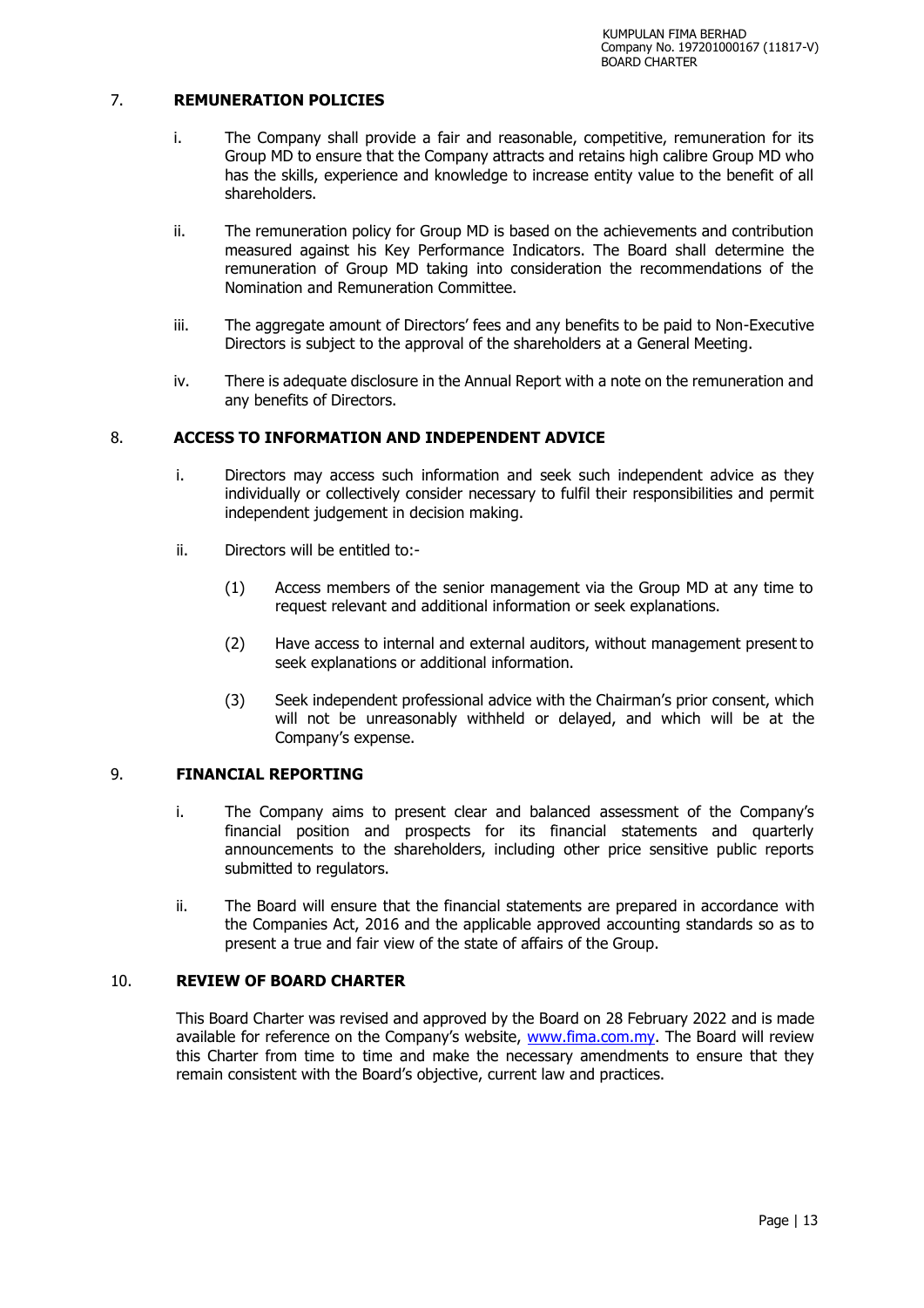## 7. REMUNERATION POLICIES

i. The Company shall provide a fair and reasonable, competitive, remuneration for its Group MD to ensure that the Company attracts and retains high calibre Group MD who has the skills, experience and knowledge to increase entity value to the benefit of all shareholders.

ii. The remuneration policy for Group MD is based on the achievements and contribution measured against his Key Performance Indicators. The Board shall determine the remuneration of Group MD taking into consideration the recommendations of the Nomination and Remuneration Committee.

iii. The aggregate amount of Directors' fees and any benefits to be paid to Non-Executive Directors is subject to the approval of the shareholders at a General Meeting.

iv. There is adequate disclosure in the Annual Report with a note on the remuneration and any benefits of Directors.

## 8. ACCESS TO INFORMATION AND INDEPENDENT ADVICE

i. Directors may access such information and seek such independent advice as they individually or collectively consider necessary to fulfil their responsibilities and permit independent judgement in decision making.

ii. Directors will be entitled to:-

(1) Access members of the senior management via the Group MD at any time to request relevant and additional information or seek explanations.

(2) Have access to internal and external auditors, without management present to seek explanations or additional information.

(3) Seek independent professional advice with the Chairman's prior consent, which will not be unreasonably withheld or delayed, and which will be at the Company's expense.

## 9. FINANCIAL REPORTING

i. The Company aims to present clear and balanced assessment of the Company's financial position and prospects for its financial statements and quarterly announcements to the shareholders, including other price sensitive public reports submitted to regulators.

ii. The Board will ensure that the financial statements are prepared in accordance with the Companies Act, 2016 and the applicable approved accounting standards so as to present a true and fair view of the state of affairs of the Group.

## 10. REVIEW OF BOARD CHARTER

This Board Charter was revised and approved by the Board on 28 February 2022 and is made available for reference on the Company's website, www.fima.com.my. The Board will review this Charter from time to time and make the necessary amendments to ensure that they remain consistent with the Board's objective, current law and practices.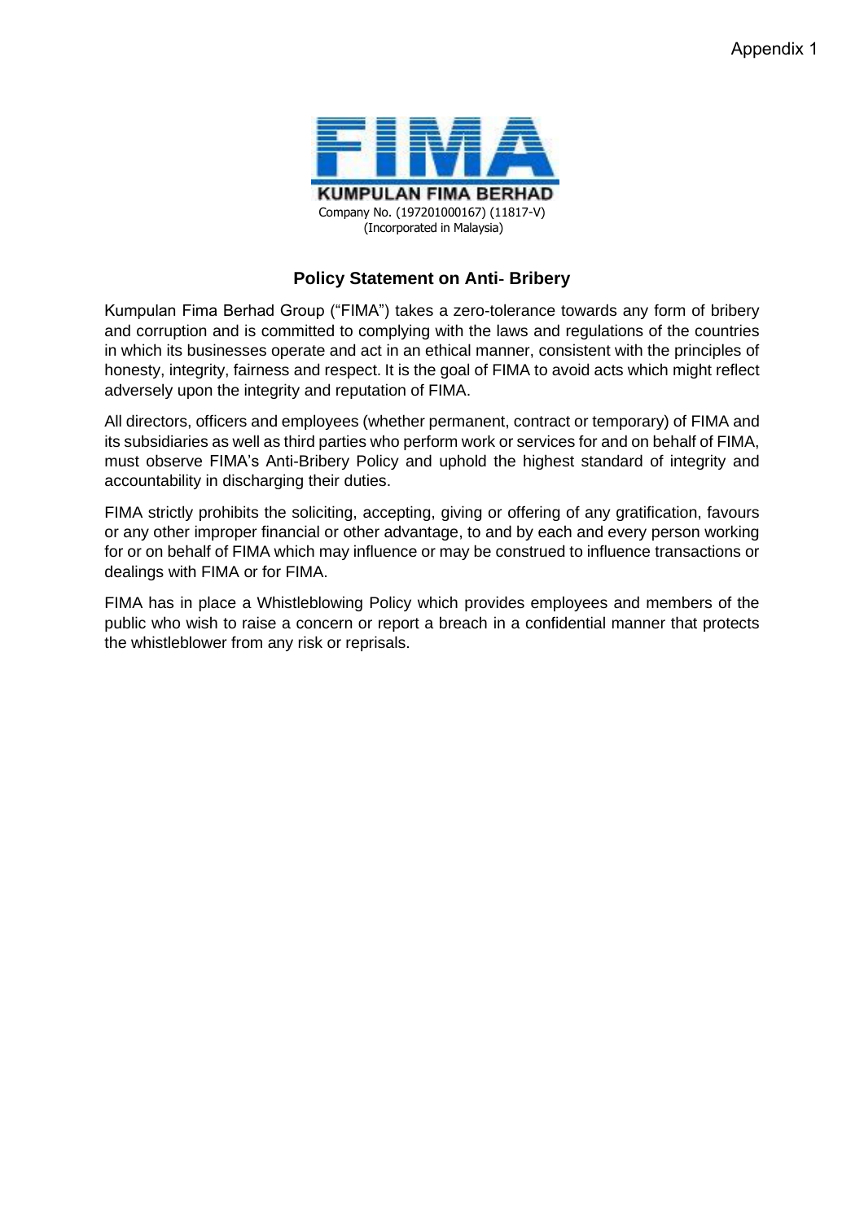Appendix 1

**KUMPULAN FIMA BERHAD**
Company No. (197201000167) (11817-V)
(Incorporated in Malaysia)

## Policy Statement on Anti- Bribery

Kumpulan Fima Berhad Group ("FIMA") takes a zero-tolerance towards any form of bribery and corruption and is committed to complying with the laws and regulations of the countries in which its businesses operate and act in an ethical manner, consistent with the principles of honesty, integrity, fairness and respect. It is the goal of FIMA to avoid acts which might reflect adversely upon the integrity and reputation of FIMA.

All directors, officers and employees (whether permanent, contract or temporary) of FIMA and its subsidiaries as well as third parties who perform work or services for and on behalf of FIMA, must observe FIMA's Anti-Bribery Policy and uphold the highest standard of integrity and accountability in discharging their duties.

FIMA strictly prohibits the soliciting, accepting, giving or offering of any gratification, favours or any other improper financial or other advantage, to and by each and every person working for or on behalf of FIMA which may influence or may be construed to influence transactions or dealings with FIMA or for FIMA.

FIMA has in place a Whistleblowing Policy which provides employees and members of the public who wish to raise a concern or report a breach in a confidential manner that protects the whistleblower from any risk or reprisals.